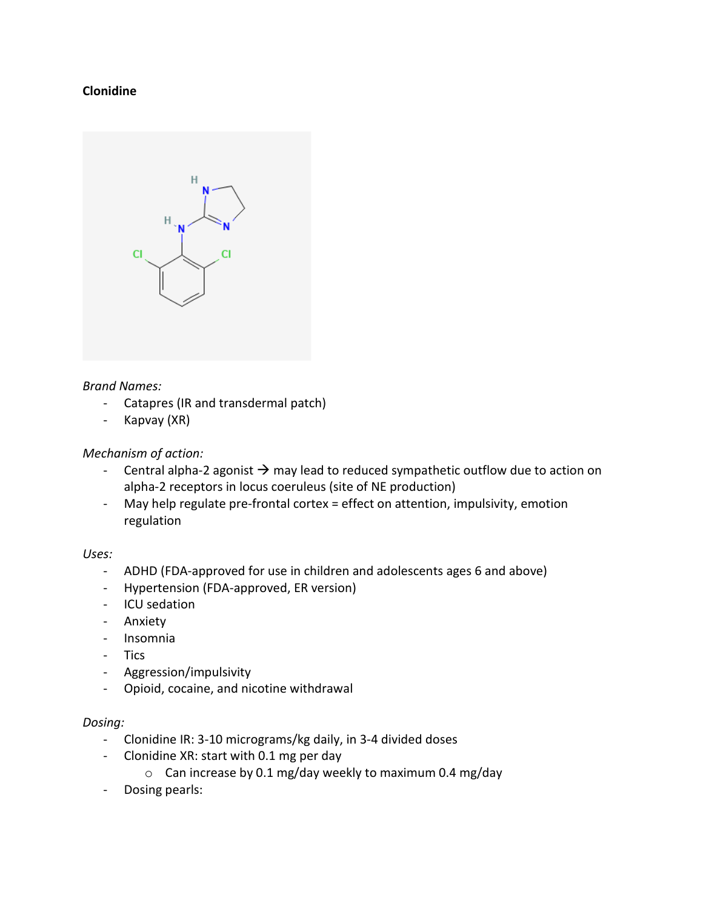**Clonidine**

*Brand Names:*

- Catapres (IR and transdermal patch)
- Kapvay (XR)

*Mechanism of action:*

- Central alpha-2 agonist → may lead to reduced sympathetic outflow due to action on alpha-2 receptors in locus coeruleus (site of NE production)
- May help regulate pre-frontal cortex = effect on attention, impulsivity, emotion regulation

*Uses:*

- ADHD (FDA-approved for use in children and adolescents ages 6 and above)
- Hypertension (FDA-approved, ER version)
- ICU sedation
- Anxiety
- Insomnia
- Tics
- Aggression/impulsivity
- Opioid, cocaine, and nicotine withdrawal

*Dosing:*

- Clonidine IR: 3-10 micrograms/kg daily, in 3-4 divided doses
- Clonidine XR: start with 0.1 mg per day
    - Can increase by 0.1 mg/day weekly to maximum 0.4 mg/day
- Dosing pearls: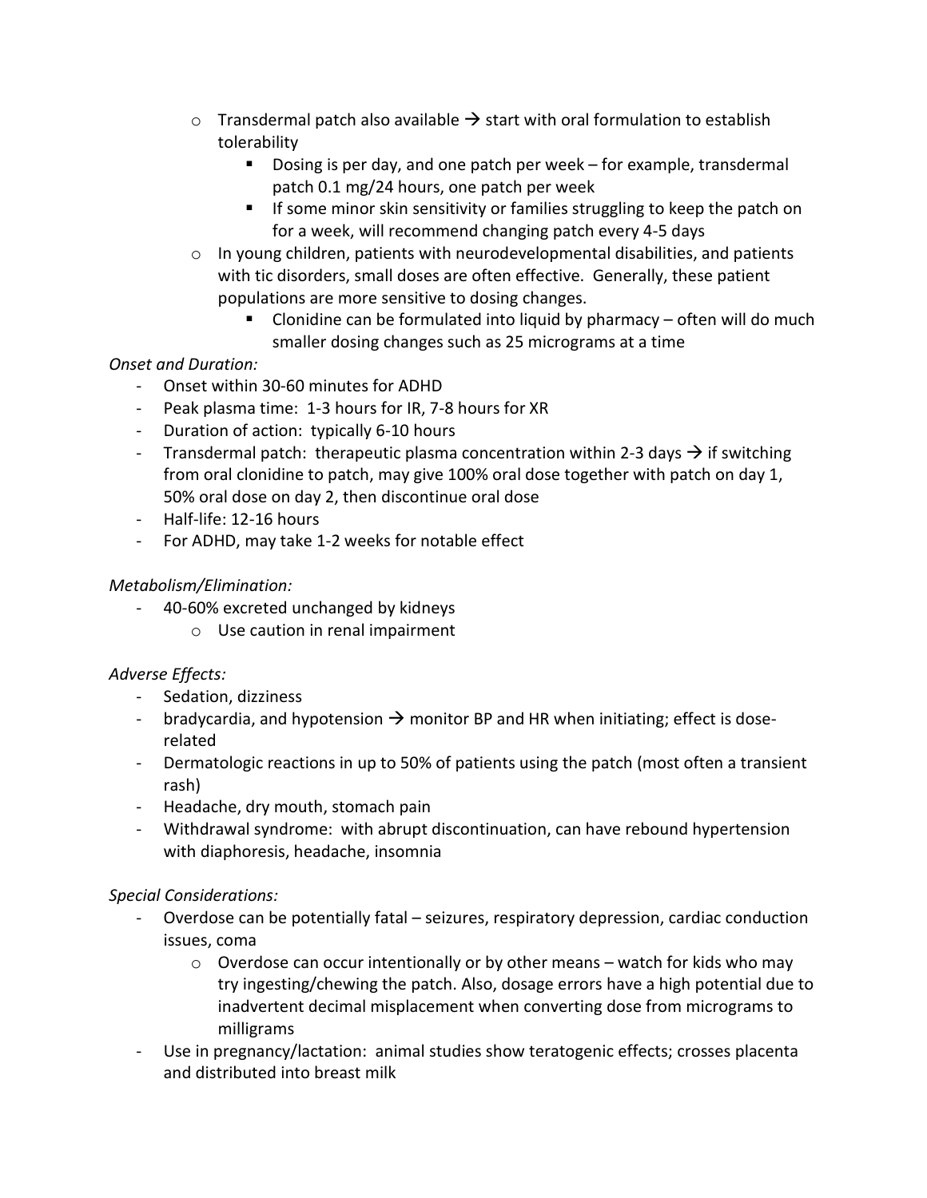- Transdermal patch also available → start with oral formulation to establish tolerability
    - Dosing is per day, and one patch per week – for example, transdermal patch 0.1 mg/24 hours, one patch per week
    - If some minor skin sensitivity or families struggling to keep the patch on for a week, will recommend changing patch every 4-5 days
  - In young children, patients with neurodevelopmental disabilities, and patients with tic disorders, small doses are often effective. Generally, these patient populations are more sensitive to dosing changes.
    - Clonidine can be formulated into liquid by pharmacy – often will do much smaller dosing changes such as 25 micrograms at a time

*Onset and Duration:*

- Onset within 30-60 minutes for ADHD
- Peak plasma time: 1-3 hours for IR, 7-8 hours for XR
- Duration of action: typically 6-10 hours
- Transdermal patch: therapeutic plasma concentration within 2-3 days → if switching from oral clonidine to patch, may give 100% oral dose together with patch on day 1, 50% oral dose on day 2, then discontinue oral dose
- Half-life: 12-16 hours
- For ADHD, may take 1-2 weeks for notable effect

*Metabolism/Elimination:*

- 40-60% excreted unchanged by kidneys
  - Use caution in renal impairment

*Adverse Effects:*

- Sedation, dizziness
- bradycardia, and hypotension → monitor BP and HR when initiating; effect is dose-related
- Dermatologic reactions in up to 50% of patients using the patch (most often a transient rash)
- Headache, dry mouth, stomach pain
- Withdrawal syndrome: with abrupt discontinuation, can have rebound hypertension with diaphoresis, headache, insomnia

*Special Considerations:*

- Overdose can be potentially fatal – seizures, respiratory depression, cardiac conduction issues, coma
  - Overdose can occur intentionally or by other means – watch for kids who may try ingesting/chewing the patch. Also, dosage errors have a high potential due to inadvertent decimal misplacement when converting dose from micrograms to milligrams
- Use in pregnancy/lactation: animal studies show teratogenic effects; crosses placenta and distributed into breast milk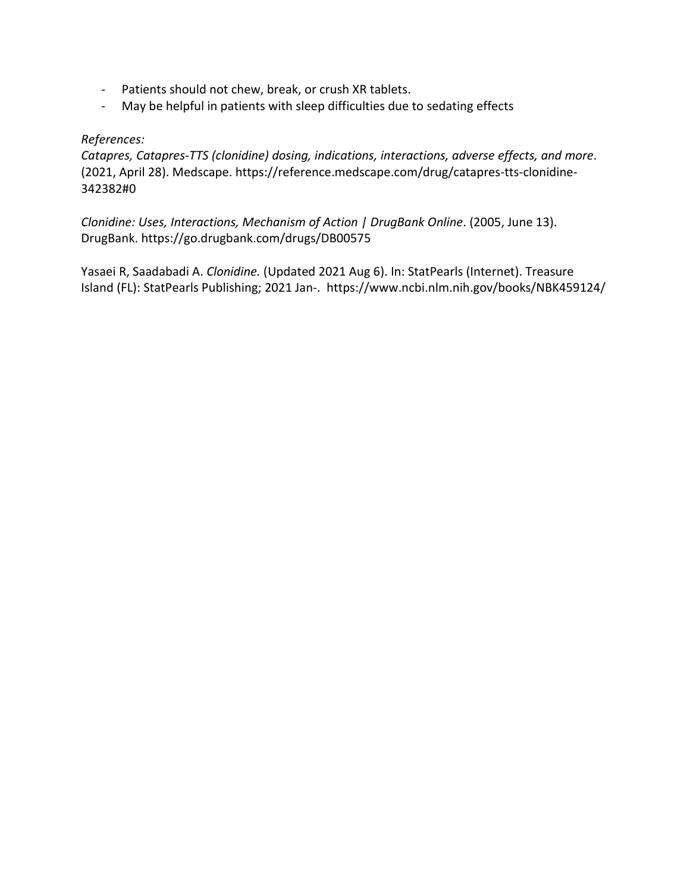- Patients should not chew, break, or crush XR tablets.
- May be helpful in patients with sleep difficulties due to sedating effects

*References:*

*Catapres, Catapres-TTS (clonidine) dosing, indications, interactions, adverse effects, and more*. (2021, April 28). Medscape. https://reference.medscape.com/drug/catapres-tts-clonidine-342382#0

*Clonidine: Uses, Interactions, Mechanism of Action | DrugBank Online*. (2005, June 13). DrugBank. https://go.drugbank.com/drugs/DB00575

Yasaei R, Saadabadi A. *Clonidine.* (Updated 2021 Aug 6). In: StatPearls (Internet). Treasure Island (FL): StatPearls Publishing; 2021 Jan-. https://www.ncbi.nlm.nih.gov/books/NBK459124/